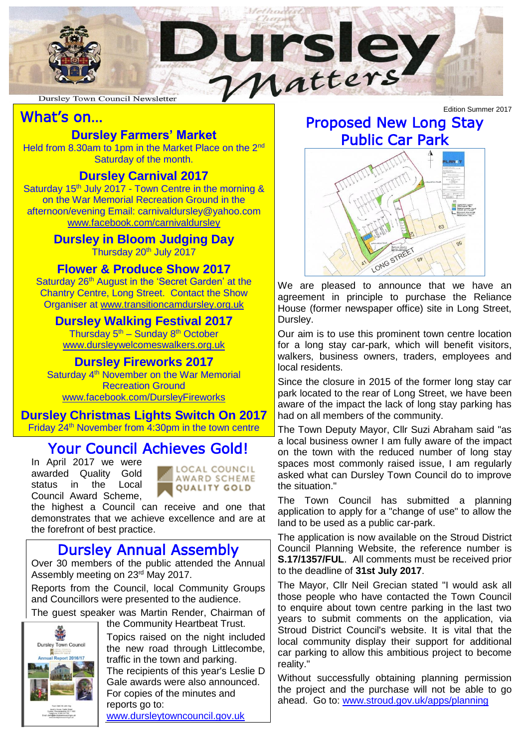# Dursley Matters

Dursley Town Council Newsletter

Edition Summer 2017

## What's on...

### Dursley Farmers' Market

Held from 8.30am to 1pm in the Market Place on the 2nd Saturday of the month.

### Dursley Carnival 2017

Saturday 15th July 2017 - Town Centre in the morning & on the War Memorial Recreation Ground in the afternoon/evening Email: carnivaldursley@yahoo.com www.facebook.com/carnivaldursley

### Dursley in Bloom Judging Day

Thursday 20th July 2017

### Flower & Produce Show 2017

Saturday 26th August in the 'Secret Garden' at the Chantry Centre, Long Street. Contact the Show Organiser at www.transitioncamdursley.org.uk

### Dursley Walking Festival 2017

Thursday 5th – Sunday 8th October
www.dursleywelcomeswalkers.org.uk

### Dursley Fireworks 2017

Saturday 4th November on the War Memorial Recreation Ground
www.facebook.com/DursleyFireworks

### Dursley Christmas Lights Switch On 2017

Friday 24th November from 4:30pm in the town centre

## Your Council Achieves Gold!

In April 2017 we were awarded Quality Gold status in the Local Council Award Scheme, the highest a Council can receive and one that demonstrates that we achieve excellence and are at the forefront of best practice.

LOCAL COUNCIL AWARD SCHEME QUALITY GOLD

## Dursley Annual Assembly

Over 30 members of the public attended the Annual Assembly meeting on 23rd May 2017.

Reports from the Council, local Community Groups and Councillors were presented to the audience.

The guest speaker was Martin Render, Chairman of the Community Heartbeat Trust.

Topics raised on the night included the new road through Littlecombe, traffic in the town and parking.

The recipients of this year's Leslie D Gale awards were also announced.

For copies of the minutes and reports go to: www.dursleytowncouncil.gov.uk

## Proposed New Long Stay Public Car Park

We are pleased to announce that we have an agreement in principle to purchase the Reliance House (former newspaper office) site in Long Street, Dursley.

Our aim is to use this prominent town centre location for a long stay car-park, which will benefit visitors, walkers, business owners, traders, employees and local residents.

Since the closure in 2015 of the former long stay car park located to the rear of Long Street, we have been aware of the impact the lack of long stay parking has had on all members of the community.

The Town Deputy Mayor, Cllr Suzi Abraham said "as a local business owner I am fully aware of the impact on the town with the reduced number of long stay spaces most commonly raised issue, I am regularly asked what can Dursley Town Council do to improve the situation."

The Town Council has submitted a planning application to apply for a "change of use" to allow the land to be used as a public car-park.

The application is now available on the Stroud District Council Planning Website, the reference number is **S.17/1357/FUL**. All comments must be received prior to the deadline of **31st July 2017**.

The Mayor, Cllr Neil Grecian stated "I would ask all those people who have contacted the Town Council to enquire about town centre parking in the last two years to submit comments on the application, via Stroud District Council's website. It is vital that the local community display their support for additional car parking to allow this ambitious project to become reality."

Without successfully obtaining planning permission the project and the purchase will not be able to go ahead. Go to: www.stroud.gov.uk/apps/planning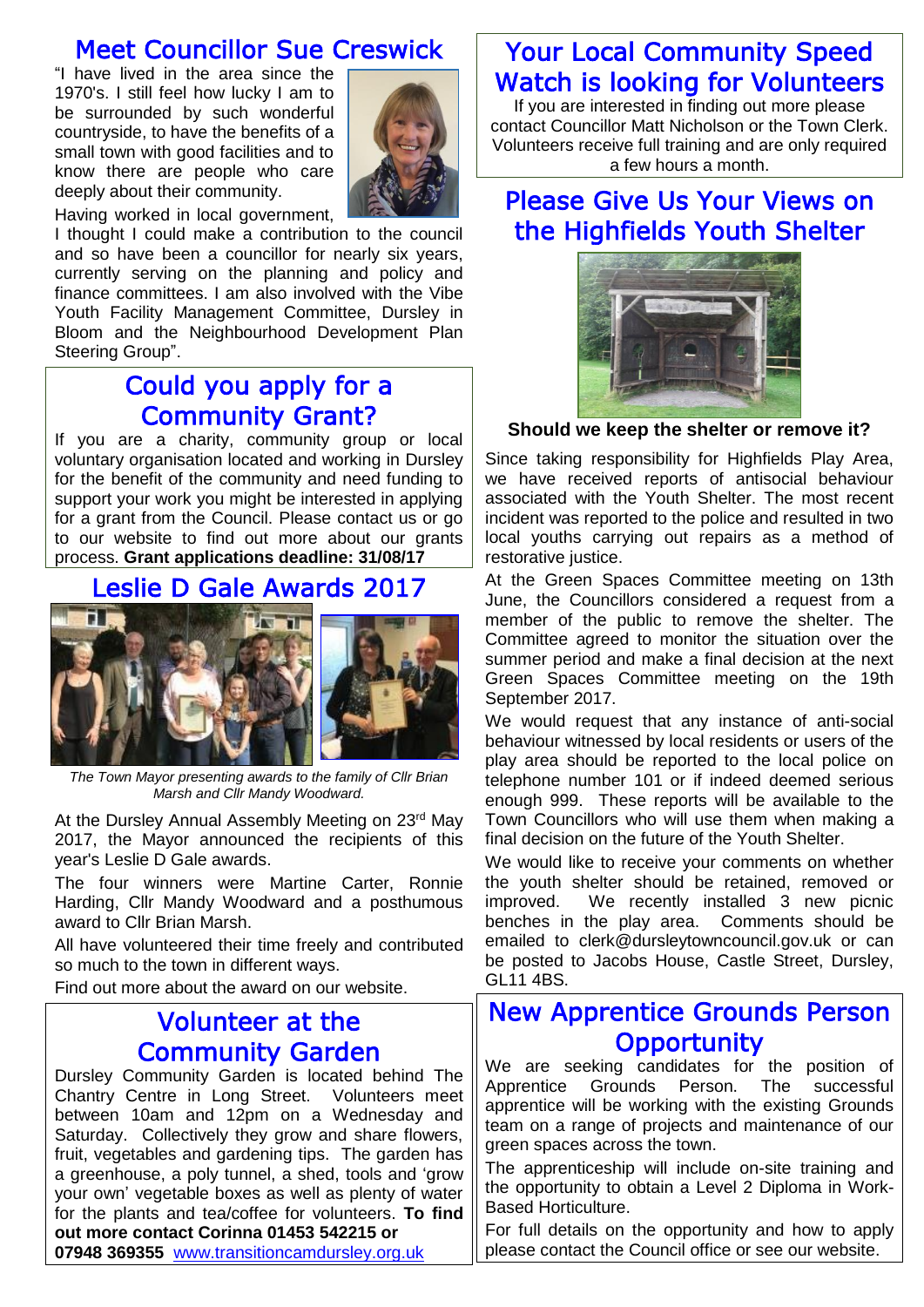## Meet Councillor Sue Creswick

"I have lived in the area since the 1970's. I still feel how lucky I am to be surrounded by such wonderful countryside, to have the benefits of a small town with good facilities and to know there are people who care deeply about their community.

Having worked in local government, I thought I could make a contribution to the council and so have been a councillor for nearly six years, currently serving on the planning and policy and finance committees. I am also involved with the Vibe Youth Facility Management Committee, Dursley in Bloom and the Neighbourhood Development Plan Steering Group".

## Could you apply for a Community Grant?

If you are a charity, community group or local voluntary organisation located and working in Dursley for the benefit of the community and need funding to support your work you might be interested in applying for a grant from the Council. Please contact us or go to our website to find out more about our grants process. **Grant applications deadline: 31/08/17**

## Leslie D Gale Awards 2017

*The Town Mayor presenting awards to the family of Cllr Brian Marsh and Cllr Mandy Woodward.*

At the Dursley Annual Assembly Meeting on 23rd May 2017, the Mayor announced the recipients of this year's Leslie D Gale awards.

The four winners were Martine Carter, Ronnie Harding, Cllr Mandy Woodward and a posthumous award to Cllr Brian Marsh.

All have volunteered their time freely and contributed so much to the town in different ways.

Find out more about the award on our website.

## Volunteer at the Community Garden

Dursley Community Garden is located behind The Chantry Centre in Long Street. Volunteers meet between 10am and 12pm on a Wednesday and Saturday. Collectively they grow and share flowers, fruit, vegetables and gardening tips. The garden has a greenhouse, a poly tunnel, a shed, tools and 'grow your own' vegetable boxes as well as plenty of water for the plants and tea/coffee for volunteers. **To find out more contact Corinna 01453 542215 or 07948 369355** www.transitioncamdursley.org.uk

## Your Local Community Speed Watch is looking for Volunteers

If you are interested in finding out more please contact Councillor Matt Nicholson or the Town Clerk. Volunteers receive full training and are only required a few hours a month.

## Please Give Us Your Views on the Highfields Youth Shelter

**Should we keep the shelter or remove it?**

Since taking responsibility for Highfields Play Area, we have received reports of antisocial behaviour associated with the Youth Shelter. The most recent incident was reported to the police and resulted in two local youths carrying out repairs as a method of restorative justice.

At the Green Spaces Committee meeting on 13th June, the Councillors considered a request from a member of the public to remove the shelter. The Committee agreed to monitor the situation over the summer period and make a final decision at the next Green Spaces Committee meeting on the 19th September 2017.

We would request that any instance of anti-social behaviour witnessed by local residents or users of the play area should be reported to the local police on telephone number 101 or if indeed deemed serious enough 999. These reports will be available to the Town Councillors who will use them when making a final decision on the future of the Youth Shelter.

We would like to receive your comments on whether the youth shelter should be retained, removed or improved. We recently installed 3 new picnic benches in the play area. Comments should be emailed to clerk@dursleytowncouncil.gov.uk or can be posted to Jacobs House, Castle Street, Dursley, GL11 4BS.

## New Apprentice Grounds Person Opportunity

We are seeking candidates for the position of Apprentice Grounds Person. The successful apprentice will be working with the existing Grounds team on a range of projects and maintenance of our green spaces across the town.

The apprenticeship will include on-site training and the opportunity to obtain a Level 2 Diploma in Work-Based Horticulture.

For full details on the opportunity and how to apply please contact the Council office or see our website.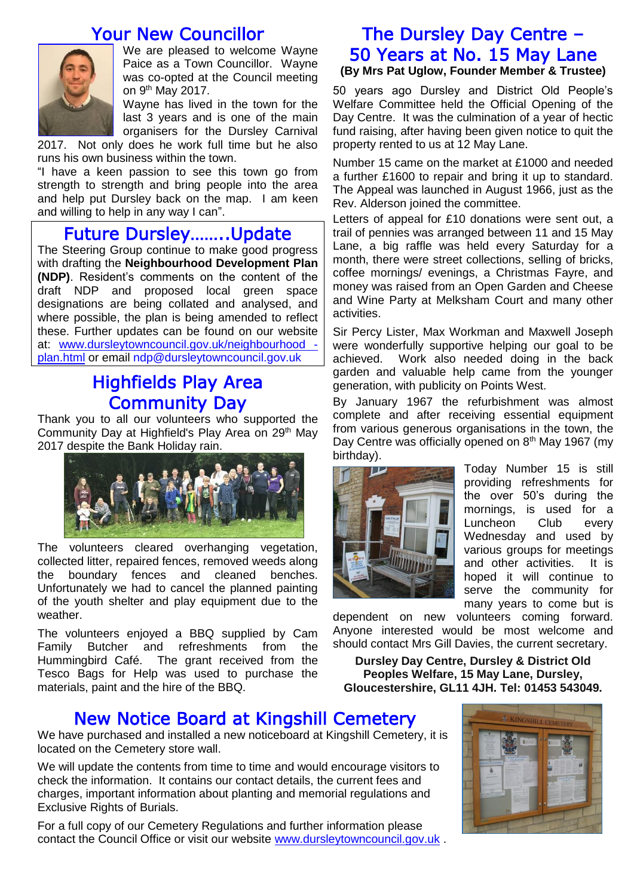## Your New Councillor

We are pleased to welcome Wayne Paice as a Town Councillor. Wayne was co-opted at the Council meeting on 9th May 2017.

Wayne has lived in the town for the last 3 years and is one of the main organisers for the Dursley Carnival 2017. Not only does he work full time but he also runs his own business within the town.

"I have a keen passion to see this town go from strength to strength and bring people into the area and help put Dursley back on the map. I am keen and willing to help in any way I can".

## Future Dursley……..Update

The Steering Group continue to make good progress with drafting the **Neighbourhood Development Plan (NDP)**. Resident's comments on the content of the draft NDP and proposed local green space designations are being collated and analysed, and where possible, the plan is being amended to reflect these. Further updates can be found on our website at: www.dursleytowncouncil.gov.uk/neighbourhood_-plan.html or email ndp@dursleytowncouncil.gov.uk

## Highfields Play Area Community Day

Thank you to all our volunteers who supported the Community Day at Highfield's Play Area on 29th May 2017 despite the Bank Holiday rain.

The volunteers cleared overhanging vegetation, collected litter, repaired fences, removed weeds along the boundary fences and cleaned benches. Unfortunately we had to cancel the planned painting of the youth shelter and play equipment due to the weather.

The volunteers enjoyed a BBQ supplied by Cam Family Butcher and refreshments from the Hummingbird Café. The grant received from the Tesco Bags for Help was used to purchase the materials, paint and the hire of the BBQ.

## The Dursley Day Centre – 50 Years at No. 15 May Lane

**(By Mrs Pat Uglow, Founder Member & Trustee)**

50 years ago Dursley and District Old People's Welfare Committee held the Official Opening of the Day Centre. It was the culmination of a year of hectic fund raising, after having been given notice to quit the property rented to us at 12 May Lane.

Number 15 came on the market at £1000 and needed a further £1600 to repair and bring it up to standard. The Appeal was launched in August 1966, just as the Rev. Alderson joined the committee.

Letters of appeal for £10 donations were sent out, a trail of pennies was arranged between 11 and 15 May Lane, a big raffle was held every Saturday for a month, there were street collections, selling of bricks, coffee mornings/ evenings, a Christmas Fayre, and money was raised from an Open Garden and Cheese and Wine Party at Melksham Court and many other activities.

Sir Percy Lister, Max Workman and Maxwell Joseph were wonderfully supportive helping our goal to be achieved. Work also needed doing in the back garden and valuable help came from the younger generation, with publicity on Points West.

By January 1967 the refurbishment was almost complete and after receiving essential equipment from various generous organisations in the town, the Day Centre was officially opened on 8th May 1967 (my birthday).

Today Number 15 is still providing refreshments for the over 50's during the mornings, is used for a Luncheon Club every Wednesday and used by various groups for meetings and other activities. It is hoped it will continue to serve the community for many years to come but is dependent on new volunteers coming forward. Anyone interested would be most welcome and should contact Mrs Gill Davies, the current secretary.

**Dursley Day Centre, Dursley & District Old Peoples Welfare, 15 May Lane, Dursley, Gloucestershire, GL11 4JH. Tel: 01453 543049.**

## New Notice Board at Kingshill Cemetery

We have purchased and installed a new noticeboard at Kingshill Cemetery, it is located on the Cemetery store wall.

We will update the contents from time to time and would encourage visitors to check the information. It contains our contact details, the current fees and charges, important information about planting and memorial regulations and Exclusive Rights of Burials.

For a full copy of our Cemetery Regulations and further information please contact the Council Office or visit our website www.dursleytowncouncil.gov.uk .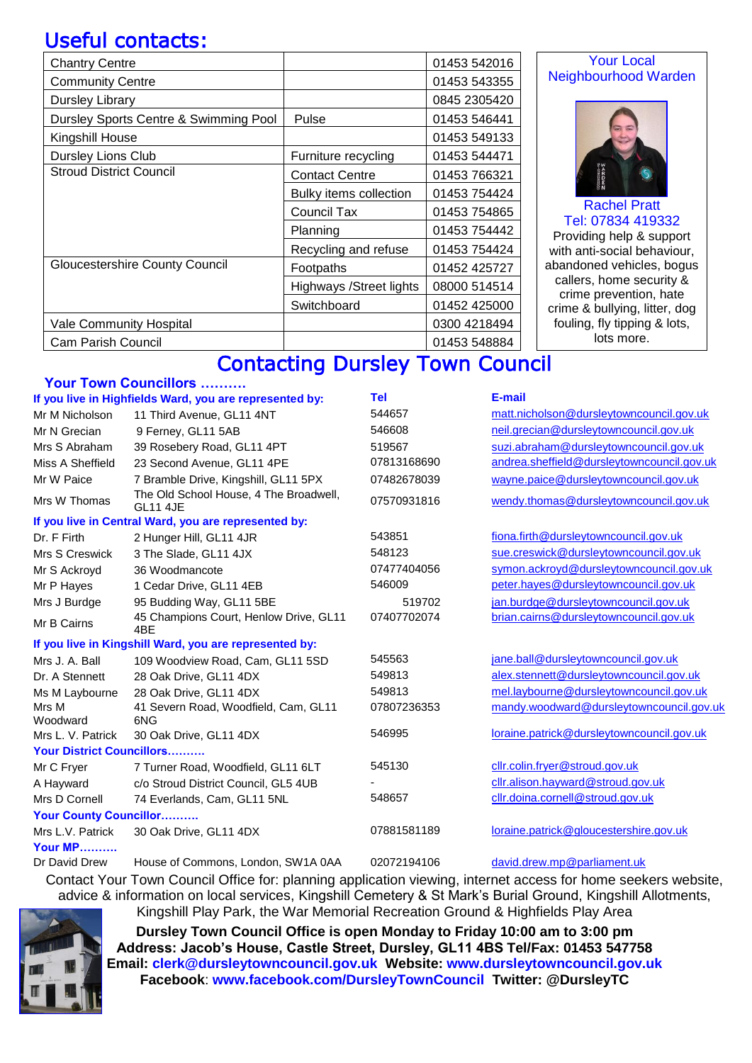# Useful contacts:

| | | |
|---|---|---|
| Chantry Centre | | 01453 542016 |
| Community Centre | | 01453 543355 |
| Dursley Library | | 0845 2305420 |
| Dursley Sports Centre & Swimming Pool | Pulse | 01453 546441 |
| Kingshill House | | 01453 549133 |
| Dursley Lions Club | Furniture recycling | 01453 544471 |
| Stroud District Council | Contact Centre | 01453 766321 |
| | Bulky items collection | 01453 754424 |
| | Council Tax | 01453 754865 |
| | Planning | 01453 754442 |
| | Recycling and refuse | 01453 754424 |
| Gloucestershire County Council | Footpaths | 01452 425727 |
| | Highways /Street lights | 08000 514514 |
| | Switchboard | 01452 425000 |
| Vale Community Hospital | | 0300 4218494 |
| Cam Parish Council | | 01453 548884 |

**Your Local Neighbourhood Warden**

Rachel Pratt
Tel: 07834 419332

Providing help & support with anti-social behaviour, abandoned vehicles, bogus callers, home security & crime prevention, hate crime & bullying, litter, dog fouling, fly tipping & lots, lots more.

# Contacting Dursley Town Council

## Your Town Councillors ……….

| | | Tel | E-mail |
|---|---|---|---|
| **If you live in Highfields Ward, you are represented by:** | | | |
| Mr M Nicholson | 11 Third Avenue, GL11 4NT | 544657 | matt.nicholson@dursleytowncouncil.gov.uk |
| Mr N Grecian | 9 Ferney, GL11 5AB | 546608 | neil.grecian@dursleytowncouncil.gov.uk |
| Mrs S Abraham | 39 Rosebery Road, GL11 4PT | 519567 | suzi.abraham@dursleytowncouncil.gov.uk |
| Miss A Sheffield | 23 Second Avenue, GL11 4PE | 07813168690 | andrea.sheffield@dursleytowncouncil.gov.uk |
| Mr W Paice | 7 Bramble Drive, Kingshill, GL11 5PX | 07482678039 | wayne.paice@dursleytowncouncil.gov.uk |
| Mrs W Thomas | The Old School House, 4 The Broadwell, GL11 4JE | 07570931816 | wendy.thomas@dursleytowncouncil.gov.uk |
| **If you live in Central Ward, you are represented by:** | | | |
| Dr. F Firth | 2 Hunger Hill, GL11 4JR | 543851 | fiona.firth@dursleytowncouncil.gov.uk |
| Mrs S Creswick | 3 The Slade, GL11 4JX | 548123 | sue.creswick@dursleytowncouncil.gov.uk |
| Mr S Ackroyd | 36 Woodmancote | 07477404056 | symon.ackroyd@dursleytowncouncil.gov.uk |
| Mr P Hayes | 1 Cedar Drive, GL11 4EB | 546009 | peter.hayes@dursleytowncouncil.gov.uk |
| Mrs J Burdge | 95 Budding Way, GL11 5BE | 519702 | jan.burdge@dursleytowncouncil.gov.uk |
| Mr B Cairns | 45 Champions Court, Henlow Drive, GL11 4BE | 07407702074 | brian.cairns@dursleytowncouncil.gov.uk |
| **If you live in Kingshill Ward, you are represented by:** | | | |
| Mrs J. A. Ball | 109 Woodview Road, Cam, GL11 5SD | 545563 | jane.ball@dursleytowncouncil.gov.uk |
| Dr. A Stennett | 28 Oak Drive, GL11 4DX | 549813 | alex.stennett@dursleytowncouncil.gov.uk |
| Ms M Laybourne | 28 Oak Drive, GL11 4DX | 549813 | mel.laybourne@dursleytowncouncil.gov.uk |
| Mrs M Woodward | 41 Severn Road, Woodfield, Cam, GL11 6NG | 07807236353 | mandy.woodward@dursleytowncouncil.gov.uk |
| Mrs L. V. Patrick | 30 Oak Drive, GL11 4DX | 546995 | loraine.patrick@dursleytowncouncil.gov.uk |
| **Your District Councillors……….** | | | |
| Mr C Fryer | 7 Turner Road, Woodfield, GL11 6LT | 545130 | cllr.colin.fryer@stroud.gov.uk |
| A Hayward | c/o Stroud District Council, GL5 4UB | - | cllr.alison.hayward@stroud.gov.uk |
| Mrs D Cornell | 74 Everlands, Cam, GL11 5NL | 548657 | cllr.doina.cornell@stroud.gov.uk |
| **Your County Councillor……….** | | | |
| Mrs L.V. Patrick | 30 Oak Drive, GL11 4DX | 07881581189 | loraine.patrick@gloucestershire.gov.uk |
| **Your MP……….** | | | |
| Dr David Drew | House of Commons, London, SW1A 0AA | 02072194106 | david.drew.mp@parliament.uk |

Contact Your Town Council Office for: planning application viewing, internet access for home seekers website, advice & information on local services, Kingshill Cemetery & St Mark's Burial Ground, Kingshill Allotments, Kingshill Play Park, the War Memorial Recreation Ground & Highfields Play Area

**Dursley Town Council Office is open Monday to Friday 10:00 am to 3:00 pm**
**Address: Jacob's House, Castle Street, Dursley, GL11 4BS Tel/Fax: 01453 547758**
**Email: clerk@dursleytowncouncil.gov.uk Website: www.dursleytowncouncil.gov.uk**
**Facebook: www.facebook.com/DursleyTownCouncil Twitter: @DursleyTC**